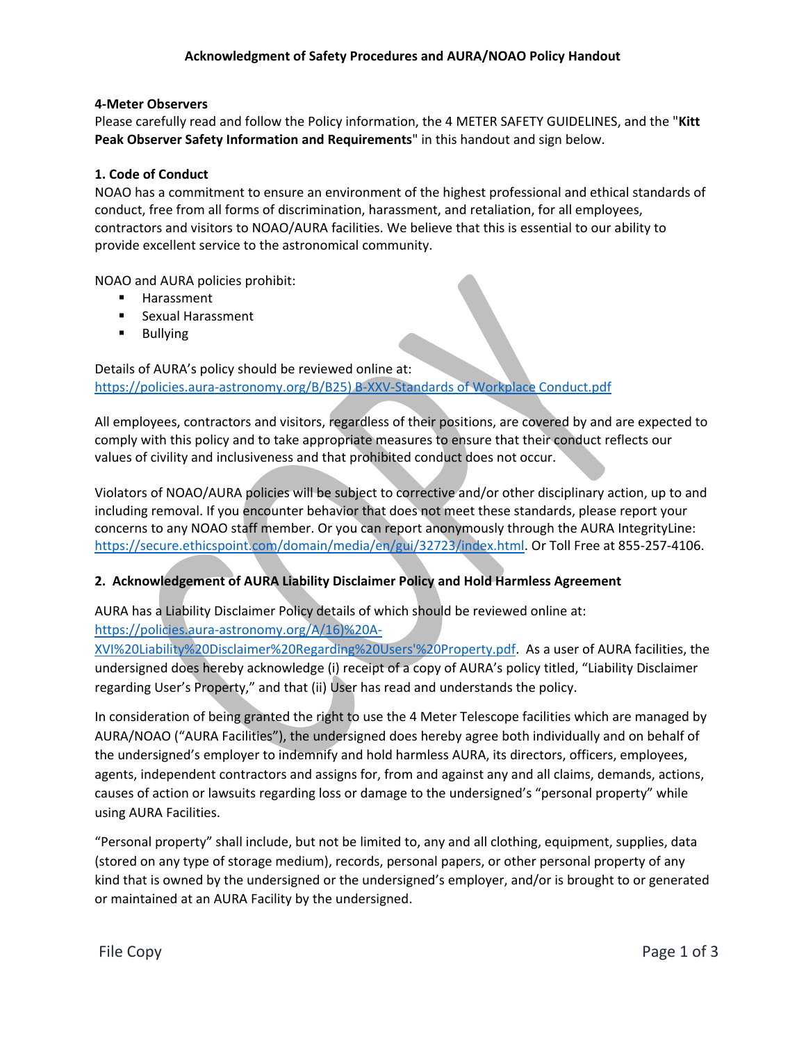# Acknowledgment of Safety Procedures and AURA/NOAO Policy Handout

**4-Meter Observers**

Please carefully read and follow the Policy information, the 4 METER SAFETY GUIDELINES, and the "**Kitt Peak Observer Safety Information and Requirements**" in this handout and sign below.

## 1. Code of Conduct

NOAO has a commitment to ensure an environment of the highest professional and ethical standards of conduct, free from all forms of discrimination, harassment, and retaliation, for all employees, contractors and visitors to NOAO/AURA facilities. We believe that this is essential to our ability to provide excellent service to the astronomical community.

NOAO and AURA policies prohibit:

- Harassment
- Sexual Harassment
- Bullying

Details of AURA's policy should be reviewed online at:
https://policies.aura-astronomy.org/B/B25) B-XXV-Standards of Workplace Conduct.pdf

All employees, contractors and visitors, regardless of their positions, are covered by and are expected to comply with this policy and to take appropriate measures to ensure that their conduct reflects our values of civility and inclusiveness and that prohibited conduct does not occur.

Violators of NOAO/AURA policies will be subject to corrective and/or other disciplinary action, up to and including removal. If you encounter behavior that does not meet these standards, please report your concerns to any NOAO staff member. Or you can report anonymously through the AURA IntegrityLine: https://secure.ethicspoint.com/domain/media/en/gui/32723/index.html. Or Toll Free at 855-257-4106.

## 2. Acknowledgement of AURA Liability Disclaimer Policy and Hold Harmless Agreement

AURA has a Liability Disclaimer Policy details of which should be reviewed online at:
https://policies.aura-astronomy.org/A/16)%20A-XVI%20Liability%20Disclaimer%20Regarding%20Users'%20Property.pdf. As a user of AURA facilities, the undersigned does hereby acknowledge (i) receipt of a copy of AURA's policy titled, "Liability Disclaimer regarding User's Property," and that (ii) User has read and understands the policy.

In consideration of being granted the right to use the 4 Meter Telescope facilities which are managed by AURA/NOAO ("AURA Facilities"), the undersigned does hereby agree both individually and on behalf of the undersigned's employer to indemnify and hold harmless AURA, its directors, officers, employees, agents, independent contractors and assigns for, from and against any and all claims, demands, actions, causes of action or lawsuits regarding loss or damage to the undersigned's "personal property" while using AURA Facilities.

"Personal property" shall include, but not be limited to, any and all clothing, equipment, supplies, data (stored on any type of storage medium), records, personal papers, or other personal property of any kind that is owned by the undersigned or the undersigned's employer, and/or is brought to or generated or maintained at an AURA Facility by the undersigned.

File Copy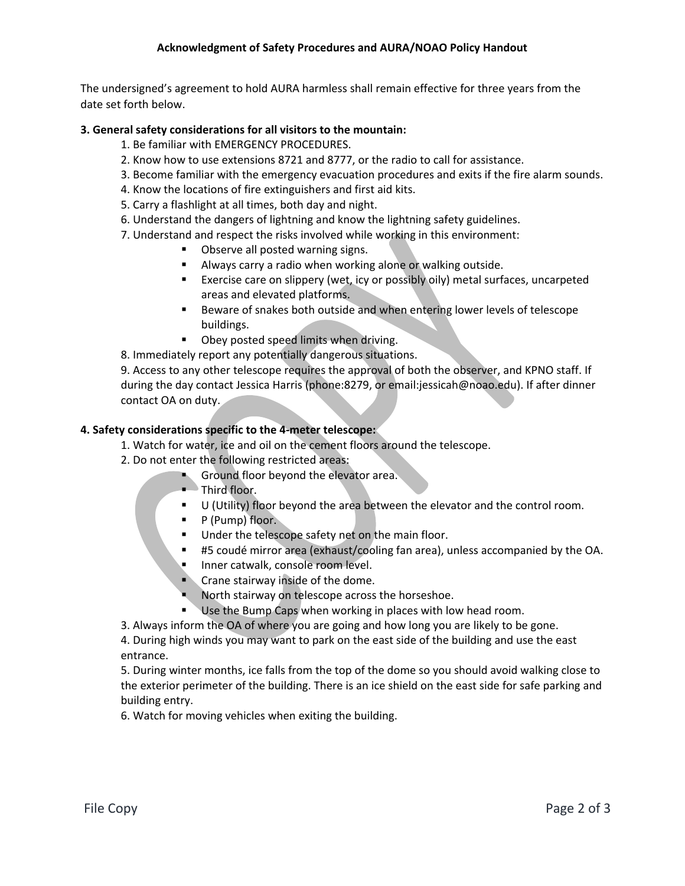The undersigned's agreement to hold AURA harmless shall remain effective for three years from the date set forth below.

**3. General safety considerations for all visitors to the mountain:**

1. Be familiar with EMERGENCY PROCEDURES.
2. Know how to use extensions 8721 and 8777, or the radio to call for assistance.
3. Become familiar with the emergency evacuation procedures and exits if the fire alarm sounds.
4. Know the locations of fire extinguishers and first aid kits.
5. Carry a flashlight at all times, both day and night.
6. Understand the dangers of lightning and know the lightning safety guidelines.
7. Understand and respect the risks involved while working in this environment:
   - Observe all posted warning signs.
   - Always carry a radio when working alone or walking outside.
   - Exercise care on slippery (wet, icy or possibly oily) metal surfaces, uncarpeted areas and elevated platforms.
   - Beware of snakes both outside and when entering lower levels of telescope buildings.
   - Obey posted speed limits when driving.
8. Immediately report any potentially dangerous situations.
9. Access to any other telescope requires the approval of both the observer, and KPNO staff. If during the day contact Jessica Harris (phone:8279, or email:jessicah@noao.edu). If after dinner contact OA on duty.

**4. Safety considerations specific to the 4-meter telescope:**

1. Watch for water, ice and oil on the cement floors around the telescope.
2. Do not enter the following restricted areas:
   - Ground floor beyond the elevator area.
   - Third floor.
   - U (Utility) floor beyond the area between the elevator and the control room.
   - P (Pump) floor.
   - Under the telescope safety net on the main floor.
   - #5 coudé mirror area (exhaust/cooling fan area), unless accompanied by the OA.
   - Inner catwalk, console room level.
   - Crane stairway inside of the dome.
   - North stairway on telescope across the horseshoe.
   - Use the Bump Caps when working in places with low head room.
3. Always inform the OA of where you are going and how long you are likely to be gone.
4. During high winds you may want to park on the east side of the building and use the east entrance.
5. During winter months, ice falls from the top of the dome so you should avoid walking close to the exterior perimeter of the building. There is an ice shield on the east side for safe parking and building entry.
6. Watch for moving vehicles when exiting the building.

File Copy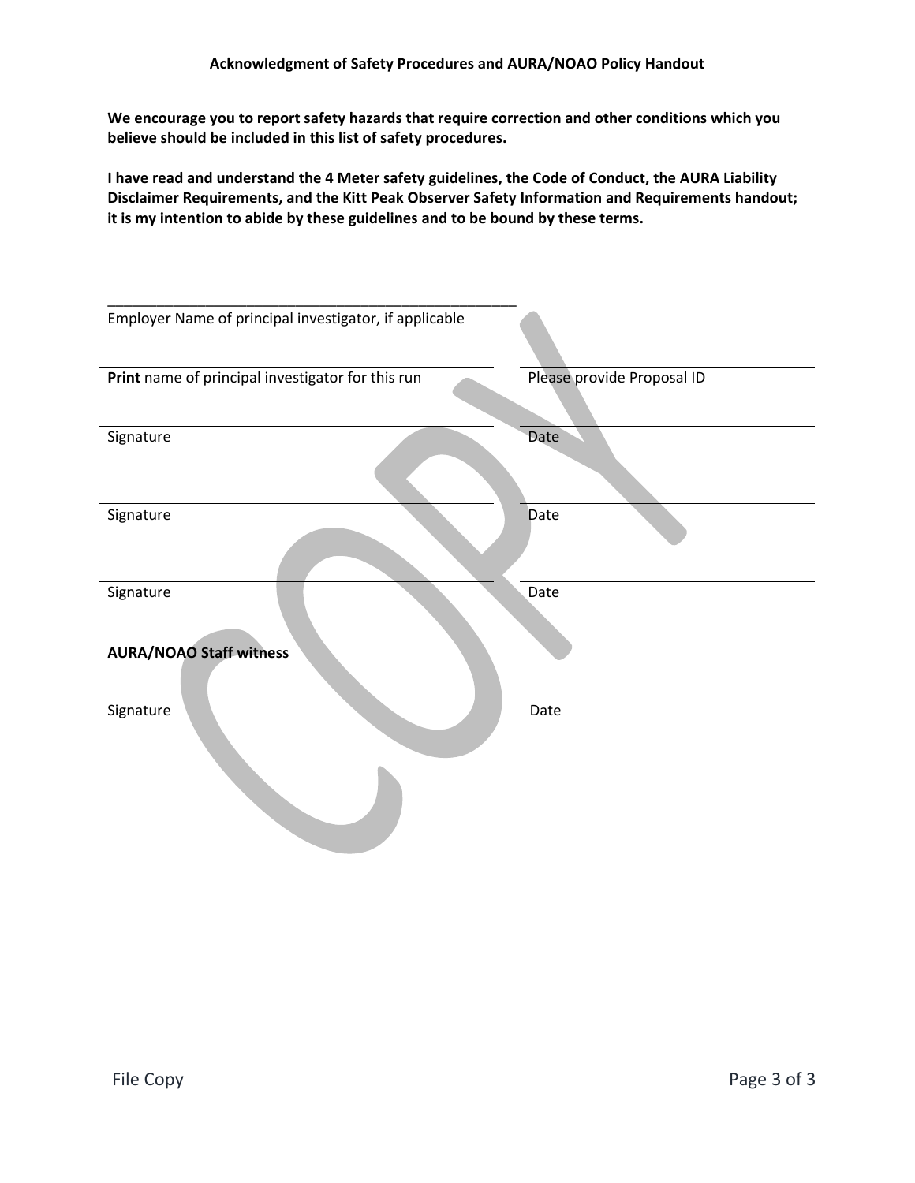**Acknowledgment of Safety Procedures and AURA/NOAO Policy Handout**

**We encourage you to report safety hazards that require correction and other conditions which you believe should be included in this list of safety procedures.**

**I have read and understand the 4 Meter safety guidelines, the Code of Conduct, the AURA Liability Disclaimer Requirements, and the Kitt Peak Observer Safety Information and Requirements handout; it is my intention to abide by these guidelines and to be bound by these terms.**

\_\_\_\_\_\_\_\_\_\_\_\_\_\_\_\_\_\_\_\_\_\_\_\_\_\_\_\_\_\_\_\_\_\_\_\_\_\_\_\_\_\_\_\_\_\_\_\_\_\_\_\_

Employer Name of principal investigator, if applicable

| | |
|---|---|
| **Print** name of principal investigator for this run | Please provide Proposal ID |
| Signature | Date |
| Signature | Date |
| Signature | Date |

**AURA/NOAO Staff witness**

| | |
|---|---|
| Signature | Date |

File Copy